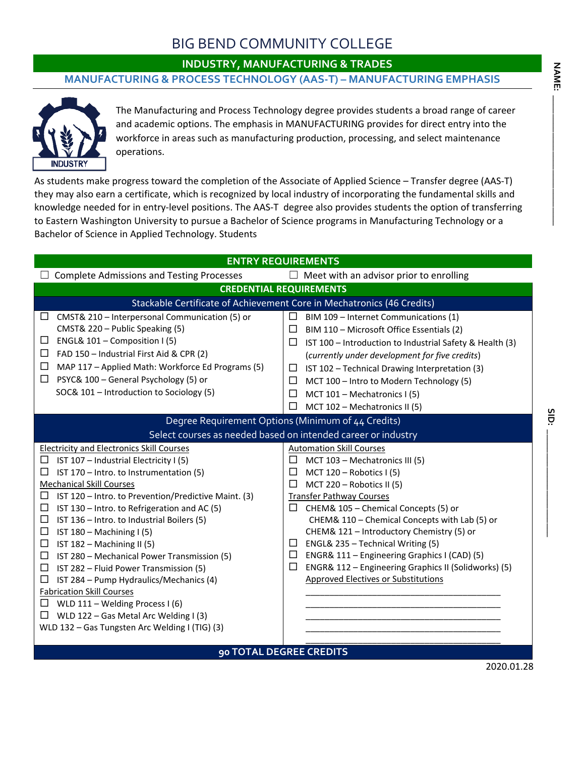# BIG BEND COMMUNITY COLLEGE

## INDUSTRY, MANUFACTURING & TRADES

### MANUFACTURING & PROCESS TECHNOLOGY (AAS-T) – MANUFACTURING EMPHASIS

NAME: ____________________

SID: ____________________

The Manufacturing and Process Technology degree provides students a broad range of career and academic options. The emphasis in MANUFACTURING provides for direct entry into the workforce in areas such as manufacturing production, processing, and select maintenance operations.

As students make progress toward the completion of the Associate of Applied Science – Transfer degree (AAS-T) they may also earn a certificate, which is recognized by local industry of incorporating the fundamental skills and knowledge needed for in entry-level positions. The AAS-T degree also provides students the option of transferring to Eastern Washington University to pursue a Bachelor of Science programs in Manufacturing Technology or a Bachelor of Science in Applied Technology. Students

## ENTRY REQUIREMENTS

- ☐ Complete Admissions and Testing Processes
- ☐ Meet with an advisor prior to enrolling

## CREDENTIAL REQUIREMENTS

### Stackable Certificate of Achievement Core in Mechatronics (46 Credits)

- ☐ CMST& 210 – Interpersonal Communication (5) or CMST& 220 – Public Speaking (5)
- ☐ ENGL& 101 – Composition I (5)
- ☐ FAD 150 – Industrial First Aid & CPR (2)
- ☐ MAP 117 – Applied Math: Workforce Ed Programs (5)
- ☐ PSYC& 100 – General Psychology (5) or SOC& 101 – Introduction to Sociology (5)
- ☐ BIM 109 – Internet Communications (1)
- ☐ BIM 110 – Microsoft Office Essentials (2)
- ☐ IST 100 – Introduction to Industrial Safety & Health (3) (*currently under development for five credits*)
- ☐ IST 102 – Technical Drawing Interpretation (3)
- ☐ MCT 100 – Intro to Modern Technology (5)
- ☐ MCT 101 – Mechatronics I (5)
- ☐ MCT 102 – Mechatronics II (5)

### Degree Requirement Options (Minimum of 44 Credits)

Select courses as needed based on intended career or industry

Electricity and Electronics Skill Courses
- ☐ IST 107 – Industrial Electricity I (5)
- ☐ IST 170 – Intro. to Instrumentation (5)

Mechanical Skill Courses
- ☐ IST 120 – Intro. to Prevention/Predictive Maint. (3)
- ☐ IST 130 – Intro. to Refrigeration and AC (5)
- ☐ IST 136 – Intro. to Industrial Boilers (5)
- ☐ IST 180 – Machining I (5)
- ☐ IST 182 – Machining II (5)
- ☐ IST 280 – Mechanical Power Transmission (5)
- ☐ IST 282 – Fluid Power Transmission (5)
- ☐ IST 284 – Pump Hydraulics/Mechanics (4)

Fabrication Skill Courses
- ☐ WLD 111 – Welding Process I (6)
- ☐ WLD 122 – Gas Metal Arc Welding I (3)
- WLD 132 – Gas Tungsten Arc Welding I (TIG) (3)

Automation Skill Courses
- ☐ MCT 103 – Mechatronics III (5)
- ☐ MCT 120 – Robotics I (5)
- ☐ MCT 220 – Robotics II (5)

Transfer Pathway Courses
- ☐ CHEM& 105 – Chemical Concepts (5) or CHEM& 110 – Chemical Concepts with Lab (5) or CHEM& 121 – Introductory Chemistry (5) or
- ☐ ENGL& 235 – Technical Writing (5)
- ☐ ENGR& 111 – Engineering Graphics I (CAD) (5)
- ☐ ENGR& 112 – Engineering Graphics II (Solidworks) (5)

Approved Electives or Substitutions

____________________________________

____________________________________

____________________________________

____________________________________

____________________________________

### 90 TOTAL DEGREE CREDITS

2020.01.28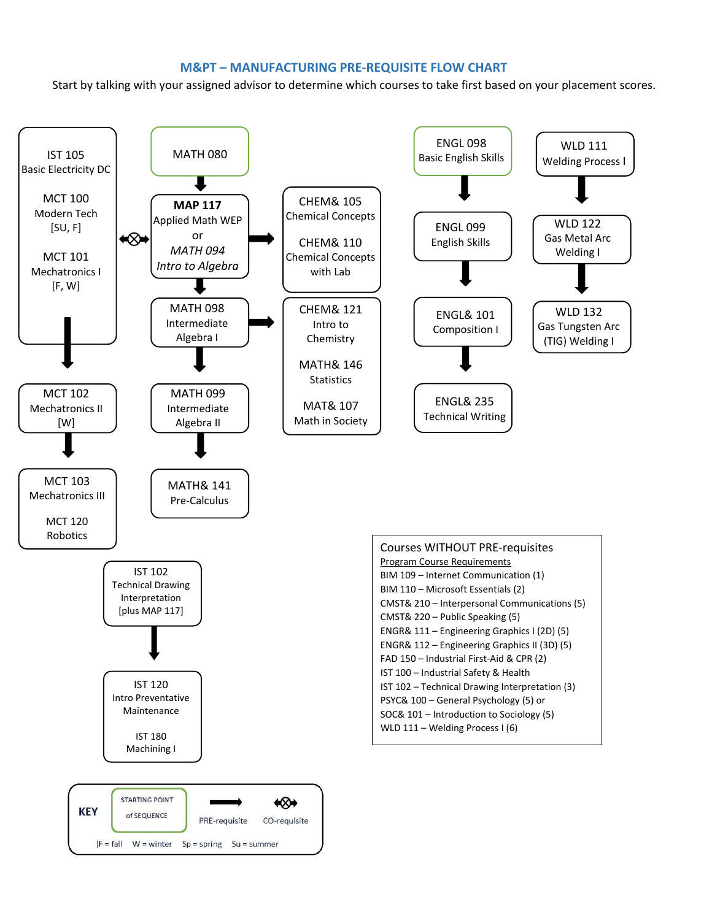# M&PT – MANUFACTURING PRE-REQUISITE FLOW CHART

Start by talking with your assigned advisor to determine which courses to take first based on your placement scores.

IST 105
Basic Electricity DC

MCT 100
Modern Tech
[SU, F]

MCT 101
Mechatronics I
[F, W]

MCT 102
Mechatronics II
[W]

MCT 103
Mechatronics III

MCT 120
Robotics

MATH 080

**MAP 117**
Applied Math WEP
or
*MATH 094*
*Intro to Algebra*

MATH 098
Intermediate
Algebra I

MATH 099
Intermediate
Algebra II

MATH& 141
Pre-Calculus

CHEM& 105
Chemical Concepts

CHEM& 110
Chemical Concepts
with Lab

CHEM& 121
Intro to
Chemistry

MATH& 146
Statistics

MAT& 107
Math in Society

ENGL 098
Basic English Skills

ENGL 099
English Skills

ENGL& 101
Composition I

ENGL& 235
Technical Writing

WLD 111
Welding Process I

WLD 122
Gas Metal Arc
Welding I

WLD 132
Gas Tungsten Arc
(TIG) Welding I

IST 102
Technical Drawing
Interpretation
[plus MAP 117]

IST 120
Intro Preventative
Maintenance

IST 180
Machining I

Courses WITHOUT PRE-requisites

Program Course Requirements

- BIM 109 – Internet Communication (1)
- BIM 110 – Microsoft Essentials (2)
- CMST& 210 – Interpersonal Communications (5)
- CMST& 220 – Public Speaking (5)
- ENGR& 111 – Engineering Graphics I (2D) (5)
- ENGR& 112 – Engineering Graphics II (3D) (5)
- FAD 150 – Industrial First-Aid & CPR (2)
- IST 100 – Industrial Safety & Health
- IST 102 – Technical Drawing Interpretation (3)
- PSYC& 100 – General Psychology (5) or
- SOC& 101 – Introduction to Sociology (5)
- WLD 111 – Welding Process I (6)

KEY

STARTING POINT of SEQUENCE | PRE-requisite | CO-requisite

[F = fall W = winter Sp = spring Su = summer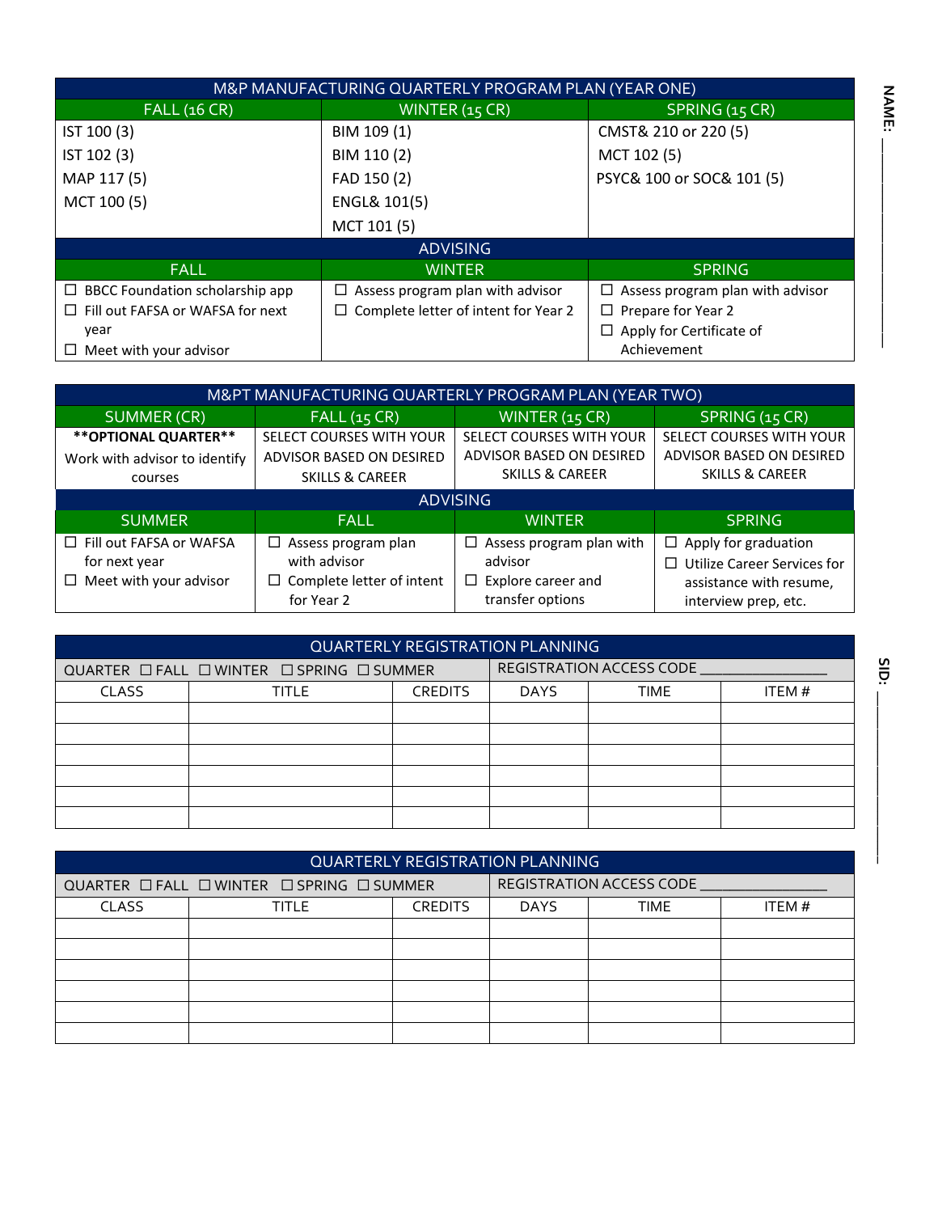NAME: ______________

| M&P MANUFACTURING QUARTERLY PROGRAM PLAN (YEAR ONE) | | |
|---|---|---|
| **FALL (16 CR)** | **WINTER (15 CR)** | **SPRING (15 CR)** |
| IST 100 (3) | BIM 109 (1) | CMST& 210 or 220 (5) |
| IST 102 (3) | BIM 110 (2) | MCT 102 (5) |
| MAP 117 (5) | FAD 150 (2) | PSYC& 100 or SOC& 101 (5) |
| MCT 100 (5) | ENGL& 101(5) | |
| | MCT 101 (5) | |
| **ADVISING** | | |
| **FALL** | **WINTER** | **SPRING** |
| ☐ BBCC Foundation scholarship app<br>☐ Fill out FAFSA or WAFSA for next year<br>☐ Meet with your advisor | ☐ Assess program plan with advisor<br>☐ Complete letter of intent for Year 2 | ☐ Assess program plan with advisor<br>☐ Prepare for Year 2<br>☐ Apply for Certificate of Achievement |

| M&PT MANUFACTURING QUARTERLY PROGRAM PLAN (YEAR TWO) | | | |
|---|---|---|---|
| **SUMMER (CR)** | **FALL (15 CR)** | **WINTER (15 CR)** | **SPRING (15 CR)** |
| **\*\*OPTIONAL QUARTER\*\***<br>Work with advisor to identify courses | SELECT COURSES WITH YOUR ADVISOR BASED ON DESIRED SKILLS & CAREER | SELECT COURSES WITH YOUR ADVISOR BASED ON DESIRED SKILLS & CAREER | SELECT COURSES WITH YOUR ADVISOR BASED ON DESIRED SKILLS & CAREER |
| **ADVISING** | | | |
| **SUMMER** | **FALL** | **WINTER** | **SPRING** |
| ☐ Fill out FAFSA or WAFSA for next year<br>☐ Meet with your advisor | ☐ Assess program plan with advisor<br>☐ Complete letter of intent for Year 2 | ☐ Assess program plan with advisor<br>☐ Explore career and transfer options | ☐ Apply for graduation<br>☐ Utilize Career Services for assistance with resume, interview prep, etc. |

SID: ______________

| QUARTERLY REGISTRATION PLANNING | | | | | |
|---|---|---|---|---|---|
| QUARTER ☐ FALL ☐ WINTER ☐ SPRING ☐ SUMMER | | | REGISTRATION ACCESS CODE _______________ | | |
| CLASS | TITLE | CREDITS | DAYS | TIME | ITEM # |
| | | | | | |
| | | | | | |
| | | | | | |
| | | | | | |
| | | | | | |
| | | | | | |

| QUARTERLY REGISTRATION PLANNING | | | | | |
|---|---|---|---|---|---|
| QUARTER ☐ FALL ☐ WINTER ☐ SPRING ☐ SUMMER | | | REGISTRATION ACCESS CODE _______________ | | |
| CLASS | TITLE | CREDITS | DAYS | TIME | ITEM # |
| | | | | | |
| | | | | | |
| | | | | | |
| | | | | | |
| | | | | | |
| | | | | | |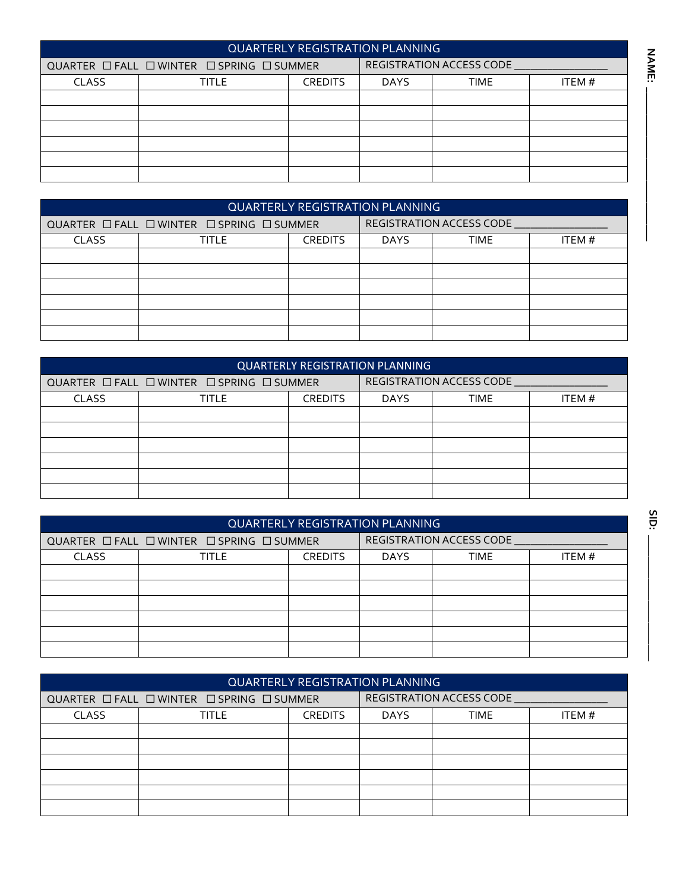NAME: ____________________

SID: ____________________

| QUARTERLY REGISTRATION PLANNING | | | | | |
|---|---|---|---|---|---|
| QUARTER ☐ FALL ☐ WINTER ☐ SPRING ☐ SUMMER | | | REGISTRATION ACCESS CODE ________________ | | |
| CLASS | TITLE | CREDITS | DAYS | TIME | ITEM # |
| | | | | | |
| | | | | | |
| | | | | | |
| | | | | | |
| | | | | | |
| | | | | | |

| QUARTERLY REGISTRATION PLANNING | | | | | |
|---|---|---|---|---|---|
| QUARTER ☐ FALL ☐ WINTER ☐ SPRING ☐ SUMMER | | | REGISTRATION ACCESS CODE ________________ | | |
| CLASS | TITLE | CREDITS | DAYS | TIME | ITEM # |
| | | | | | |
| | | | | | |
| | | | | | |
| | | | | | |
| | | | | | |
| | | | | | |

| QUARTERLY REGISTRATION PLANNING | | | | | |
|---|---|---|---|---|---|
| QUARTER ☐ FALL ☐ WINTER ☐ SPRING ☐ SUMMER | | | REGISTRATION ACCESS CODE ________________ | | |
| CLASS | TITLE | CREDITS | DAYS | TIME | ITEM # |
| | | | | | |
| | | | | | |
| | | | | | |
| | | | | | |
| | | | | | |
| | | | | | |

| QUARTERLY REGISTRATION PLANNING | | | | | |
|---|---|---|---|---|---|
| QUARTER ☐ FALL ☐ WINTER ☐ SPRING ☐ SUMMER | | | REGISTRATION ACCESS CODE ________________ | | |
| CLASS | TITLE | CREDITS | DAYS | TIME | ITEM # |
| | | | | | |
| | | | | | |
| | | | | | |
| | | | | | |
| | | | | | |
| | | | | | |

| QUARTERLY REGISTRATION PLANNING | | | | | |
|---|---|---|---|---|---|
| QUARTER ☐ FALL ☐ WINTER ☐ SPRING ☐ SUMMER | | | REGISTRATION ACCESS CODE ________________ | | |
| CLASS | TITLE | CREDITS | DAYS | TIME | ITEM # |
| | | | | | |
| | | | | | |
| | | | | | |
| | | | | | |
| | | | | | |
| | | | | | |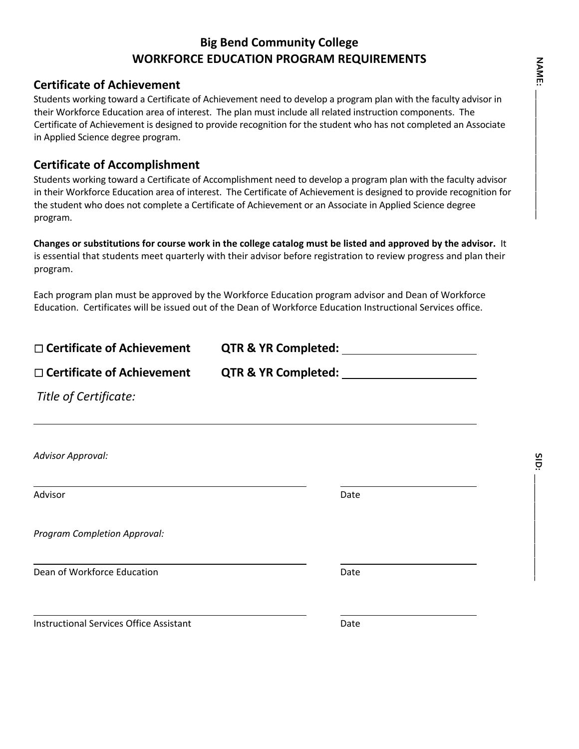# Big Bend Community College
## WORKFORCE EDUCATION PROGRAM REQUIREMENTS

**NAME:** ____________________

### Certificate of Achievement

Students working toward a Certificate of Achievement need to develop a program plan with the faculty advisor in their Workforce Education area of interest. The plan must include all related instruction components. The Certificate of Achievement is designed to provide recognition for the student who has not completed an Associate in Applied Science degree program.

### Certificate of Accomplishment

Students working toward a Certificate of Accomplishment need to develop a program plan with the faculty advisor in their Workforce Education area of interest. The Certificate of Achievement is designed to provide recognition for the student who does not complete a Certificate of Achievement or an Associate in Applied Science degree program.

**Changes or substitutions for course work in the college catalog must be listed and approved by the advisor.** It is essential that students meet quarterly with their advisor before registration to review progress and plan their program.

Each program plan must be approved by the Workforce Education program advisor and Dean of Workforce Education. Certificates will be issued out of the Dean of Workforce Education Instructional Services office.

☐ **Certificate of Achievement** **QTR & YR Completed:** ____________________

☐ **Certificate of Achievement** **QTR & YR Completed:** ____________________

*Title of Certificate:*

____________________________________________________________

*Advisor Approval:*

____________________________________ ____________________

Advisor Date

*Program Completion Approval:*

____________________________________ ____________________

Dean of Workforce Education Date

____________________________________ ____________________

Instructional Services Office Assistant Date

**SID:** ____________________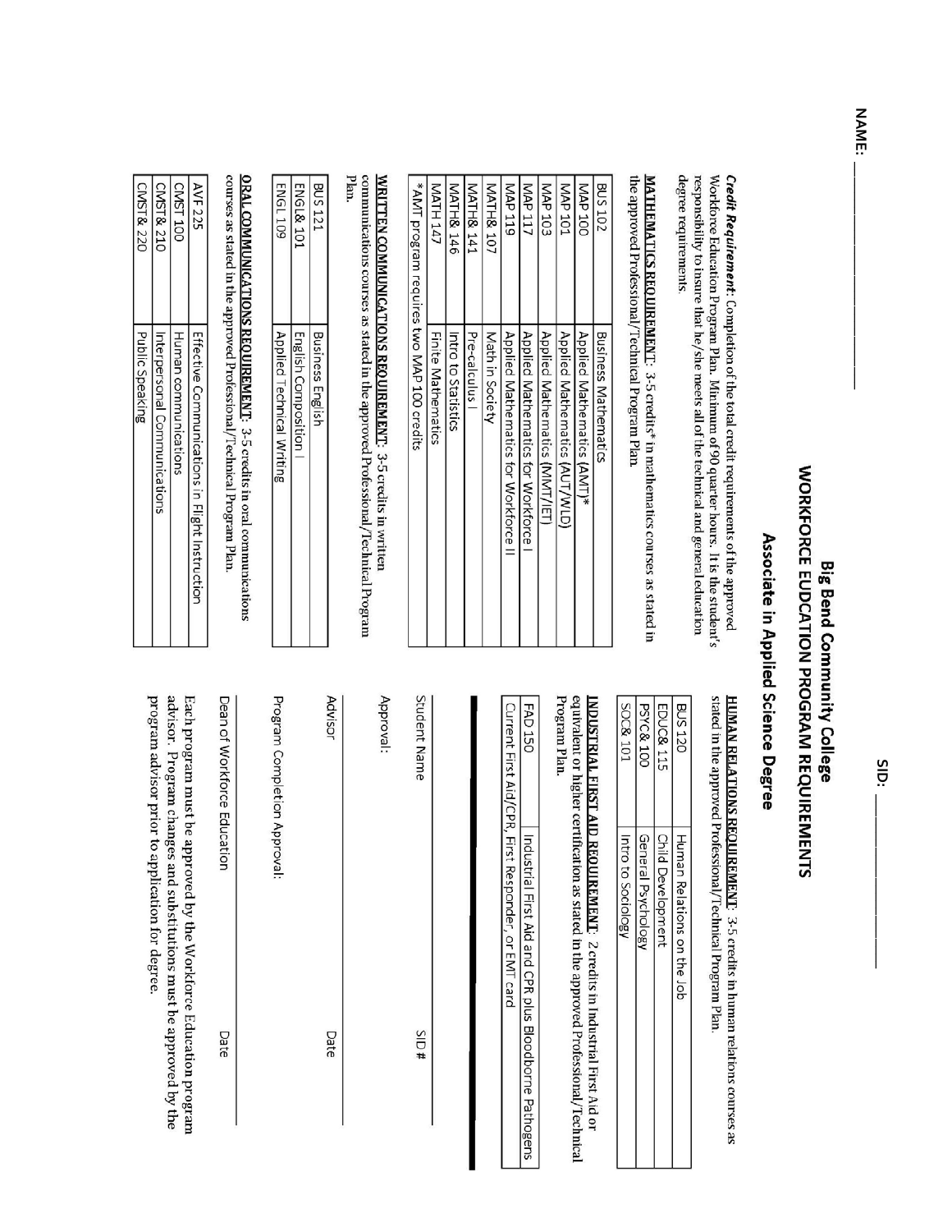NAME: ____________________ SID: ____________________

# Big Bend Community College

## WORKFORCE EUDCATION PROGRAM REQUIREMENTS

### Associate in Applied Science Degree

***Credit Requirement***: Completion of the total credit requirements of the approved Workforce Education Program Plan. Minimum of 90 quarter hours. It is the student's responsibility to insure that he/she meets all of the technical and general education degree requirements.

**MATHEMATICS REQUIREMENT**: 3-5 credits* in mathematics courses as stated in the approved Professional/Technical Program Plan.

| | |
|---|---|
| BUS 102 | Business Mathematics |
| MAP 100 | Applied Mathematics (AMT)* |
| MAP 101 | Applied Mathematics (AUT/WLD) |
| MAP 103 | Applied Mathematics (MMT/IET) |
| MAP 117 | Applied Mathematics for Workforce I |
| MAP 119 | Applied Mathematics for Workforce II |
| MATH& 107 | Math in Society |
| MATH& 141 | Pre-calculus I |
| MATH& 146 | Intro to Statistics |
| MATH 147 | Finite Mathematics |

*AMT program requires two MAP 100 credits

**WRITTEN COMMUNICATIONS REQUIREMENT**: 3-5 credits in written communications courses as stated in the approved Professional/Technical Program Plan.

| | |
|---|---|
| BUS 121 | Business English |
| ENGL& 101 | English Composition I |
| ENGL 109 | Applied Technical Writing |

**ORAL COMMUNICATIONS REQUIREMENT**: 3-5 credits in oral communications courses as stated in the approved Professional/Technical Program Plan.

| | |
|---|---|
| AVF 225 | Effective Communications in Flight Instruction |
| CMST 100 | Human communications |
| CMST& 210 | Interpersonal Communications |
| CMST& 220 | Public Speaking |

**HUMAN RELATIONS REQUIREMENT**: 3-5 credits in human relations courses as stated in the approved Professional/Technical Program Plan.

| | |
|---|---|
| BUS 120 | Human Relations on the Job |
| EDUC& 115 | Child Development |
| PSYC& 100 | General Psychology |
| SOC& 101 | Intro to Sociology |

**INDUSTRIAL FIRST AID REQUIREMENT**: 2 credits in Industrial First Aid or equivalent or higher certification as stated in the approved Professional/Technical Program Plan.

| | |
|---|---|
| FAD 150 | Industrial First Aid and CPR plus Bloodborne Pathogens |
| Current First Aid/CPR, First Responder, or EMT card | |

Student Name ____________________ SID # ____________________

Approval:

Advisor ____________________ Date ____________________

Program Completion Approval:

Dean of Workforce Education ____________________ Date ____________________

Each program must be approved by the Workforce Education program advisor. Program changes and substitutions must be approved by the program advisor prior to application for degree.